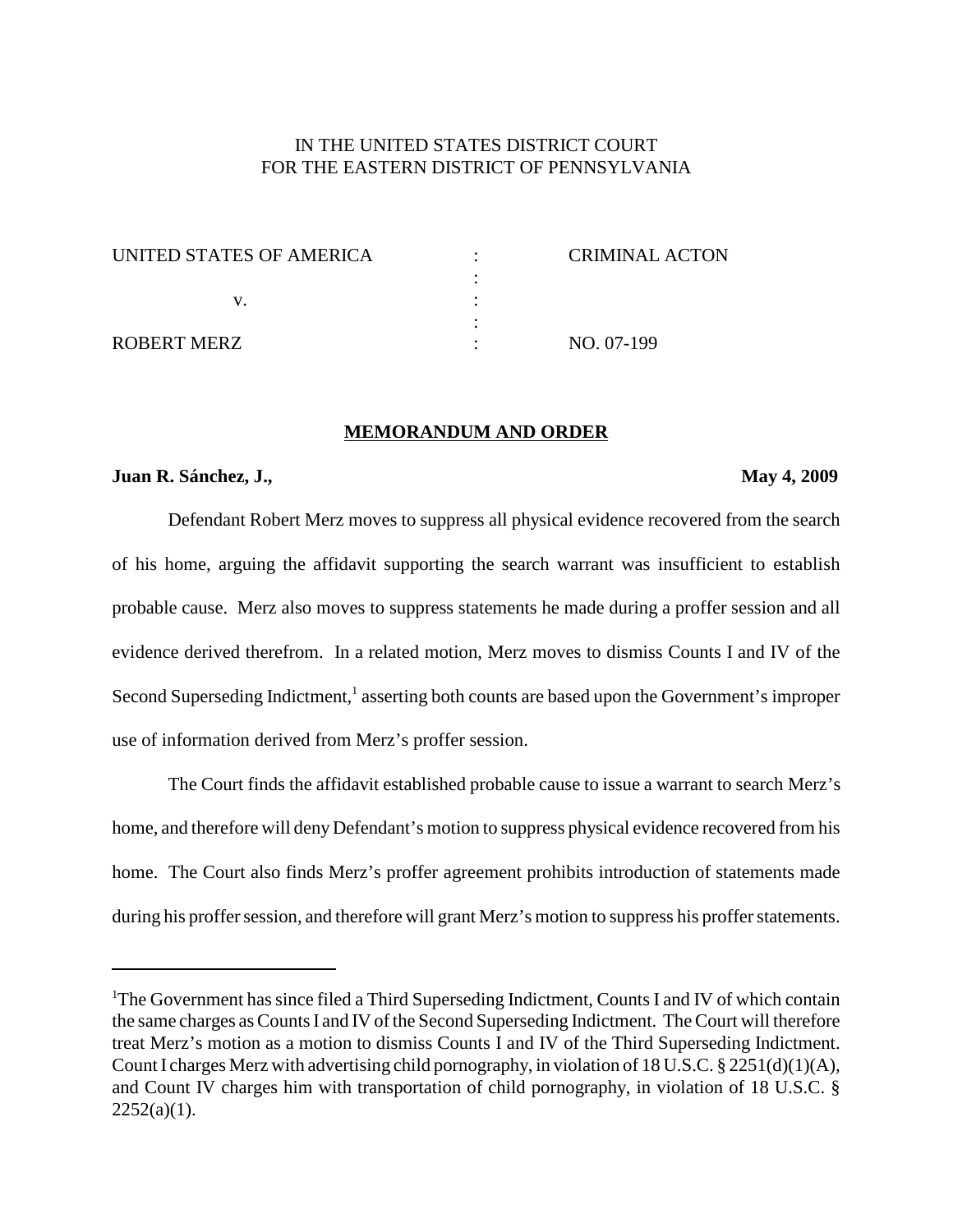IN THE UNITED STATES DISTRICT COURT
FOR THE EASTERN DISTRICT OF PENNSYLVANIA

| | | |
|---|---|---|
| UNITED STATES OF AMERICA | : | CRIMINAL ACTON |
| | : | |
| v. | : | |
| | : | |
| ROBERT MERZ | : | NO. 07-199 |

**MEMORANDUM AND ORDER**

**Juan R. Sánchez, J.,** **May 4, 2009**

Defendant Robert Merz moves to suppress all physical evidence recovered from the search of his home, arguing the affidavit supporting the search warrant was insufficient to establish probable cause. Merz also moves to suppress statements he made during a proffer session and all evidence derived therefrom. In a related motion, Merz moves to dismiss Counts I and IV of the Second Superseding Indictment,[1] asserting both counts are based upon the Government's improper use of information derived from Merz's proffer session.

The Court finds the affidavit established probable cause to issue a warrant to search Merz's home, and therefore will deny Defendant's motion to suppress physical evidence recovered from his home. The Court also finds Merz's proffer agreement prohibits introduction of statements made during his proffer session, and therefore will grant Merz's motion to suppress his proffer statements.

---

[1]The Government has since filed a Third Superseding Indictment, Counts I and IV of which contain the same charges as Counts I and IV of the Second Superseding Indictment. The Court will therefore treat Merz's motion as a motion to dismiss Counts I and IV of the Third Superseding Indictment. Count I charges Merz with advertising child pornography, in violation of 18 U.S.C. § 2251(d)(1)(A), and Count IV charges him with transportation of child pornography, in violation of 18 U.S.C. § 2252(a)(1).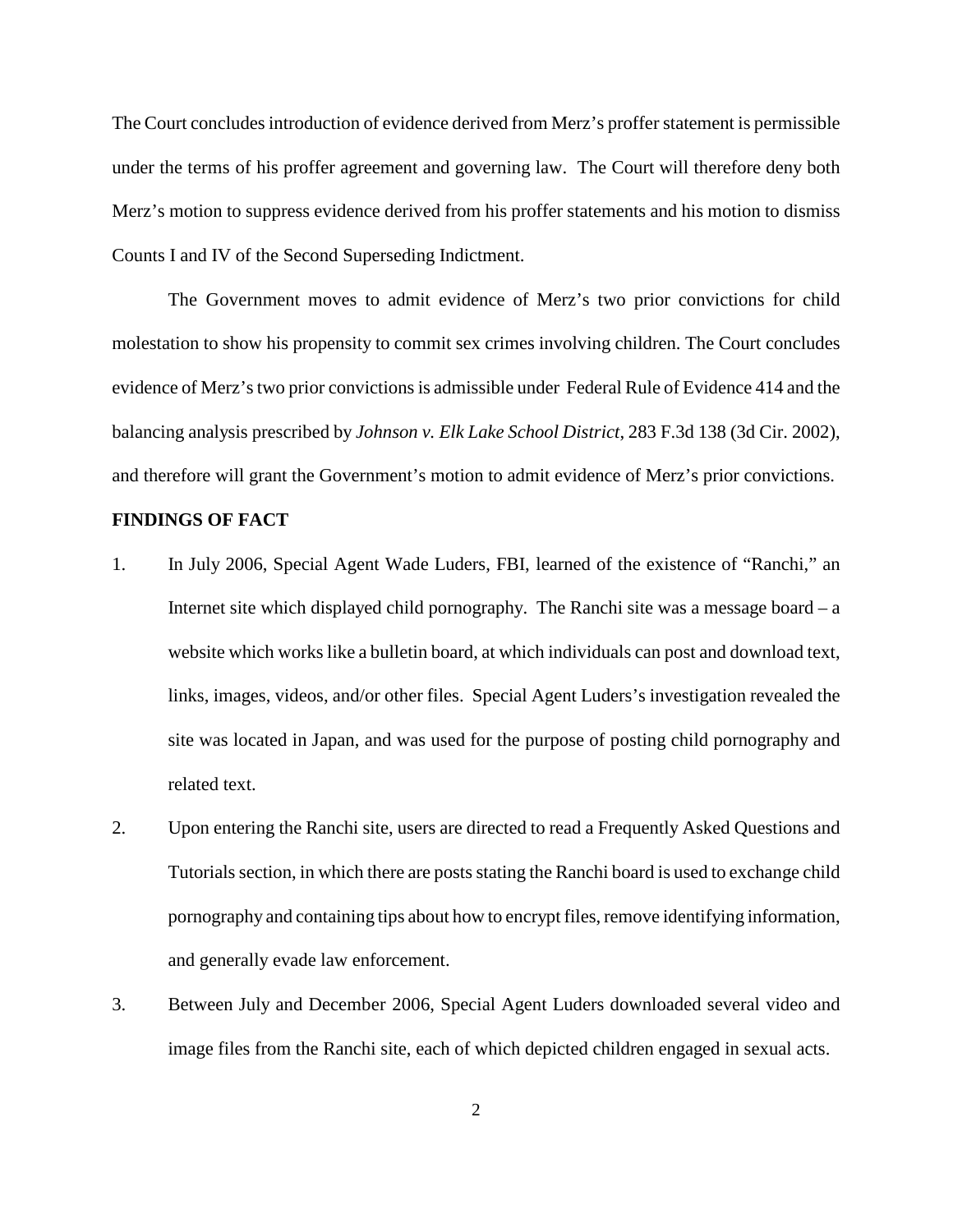The Court concludes introduction of evidence derived from Merz's proffer statement is permissible under the terms of his proffer agreement and governing law. The Court will therefore deny both Merz's motion to suppress evidence derived from his proffer statements and his motion to dismiss Counts I and IV of the Second Superseding Indictment.

The Government moves to admit evidence of Merz's two prior convictions for child molestation to show his propensity to commit sex crimes involving children. The Court concludes evidence of Merz's two prior convictions is admissible under Federal Rule of Evidence 414 and the balancing analysis prescribed by *Johnson v. Elk Lake School District*, 283 F.3d 138 (3d Cir. 2002), and therefore will grant the Government's motion to admit evidence of Merz's prior convictions.

**FINDINGS OF FACT**

1. In July 2006, Special Agent Wade Luders, FBI, learned of the existence of "Ranchi," an Internet site which displayed child pornography. The Ranchi site was a message board – a website which works like a bulletin board, at which individuals can post and download text, links, images, videos, and/or other files. Special Agent Luders's investigation revealed the site was located in Japan, and was used for the purpose of posting child pornography and related text.

2. Upon entering the Ranchi site, users are directed to read a Frequently Asked Questions and Tutorials section, in which there are posts stating the Ranchi board is used to exchange child pornography and containing tips about how to encrypt files, remove identifying information, and generally evade law enforcement.

3. Between July and December 2006, Special Agent Luders downloaded several video and image files from the Ranchi site, each of which depicted children engaged in sexual acts.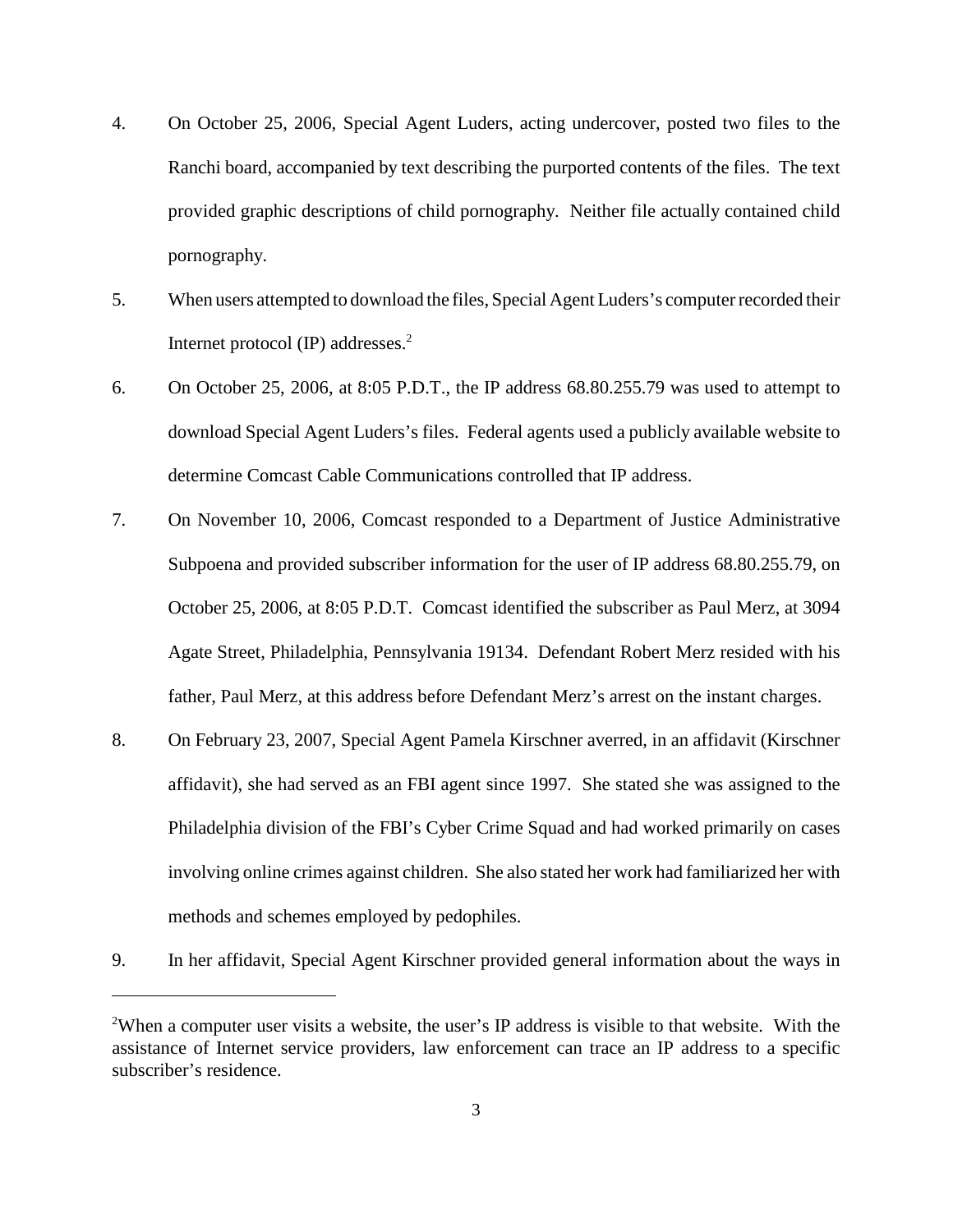4. On October 25, 2006, Special Agent Luders, acting undercover, posted two files to the Ranchi board, accompanied by text describing the purported contents of the files. The text provided graphic descriptions of child pornography. Neither file actually contained child pornography.

5. When users attempted to download the files, Special Agent Luders's computer recorded their Internet protocol (IP) addresses.[2]

6. On October 25, 2006, at 8:05 P.D.T., the IP address 68.80.255.79 was used to attempt to download Special Agent Luders's files. Federal agents used a publicly available website to determine Comcast Cable Communications controlled that IP address.

7. On November 10, 2006, Comcast responded to a Department of Justice Administrative Subpoena and provided subscriber information for the user of IP address 68.80.255.79, on October 25, 2006, at 8:05 P.D.T. Comcast identified the subscriber as Paul Merz, at 3094 Agate Street, Philadelphia, Pennsylvania 19134. Defendant Robert Merz resided with his father, Paul Merz, at this address before Defendant Merz's arrest on the instant charges.

8. On February 23, 2007, Special Agent Pamela Kirschner averred, in an affidavit (Kirschner affidavit), she had served as an FBI agent since 1997. She stated she was assigned to the Philadelphia division of the FBI's Cyber Crime Squad and had worked primarily on cases involving online crimes against children. She also stated her work had familiarized her with methods and schemes employed by pedophiles.

9. In her affidavit, Special Agent Kirschner provided general information about the ways in

---

[2]When a computer user visits a website, the user's IP address is visible to that website. With the assistance of Internet service providers, law enforcement can trace an IP address to a specific subscriber's residence.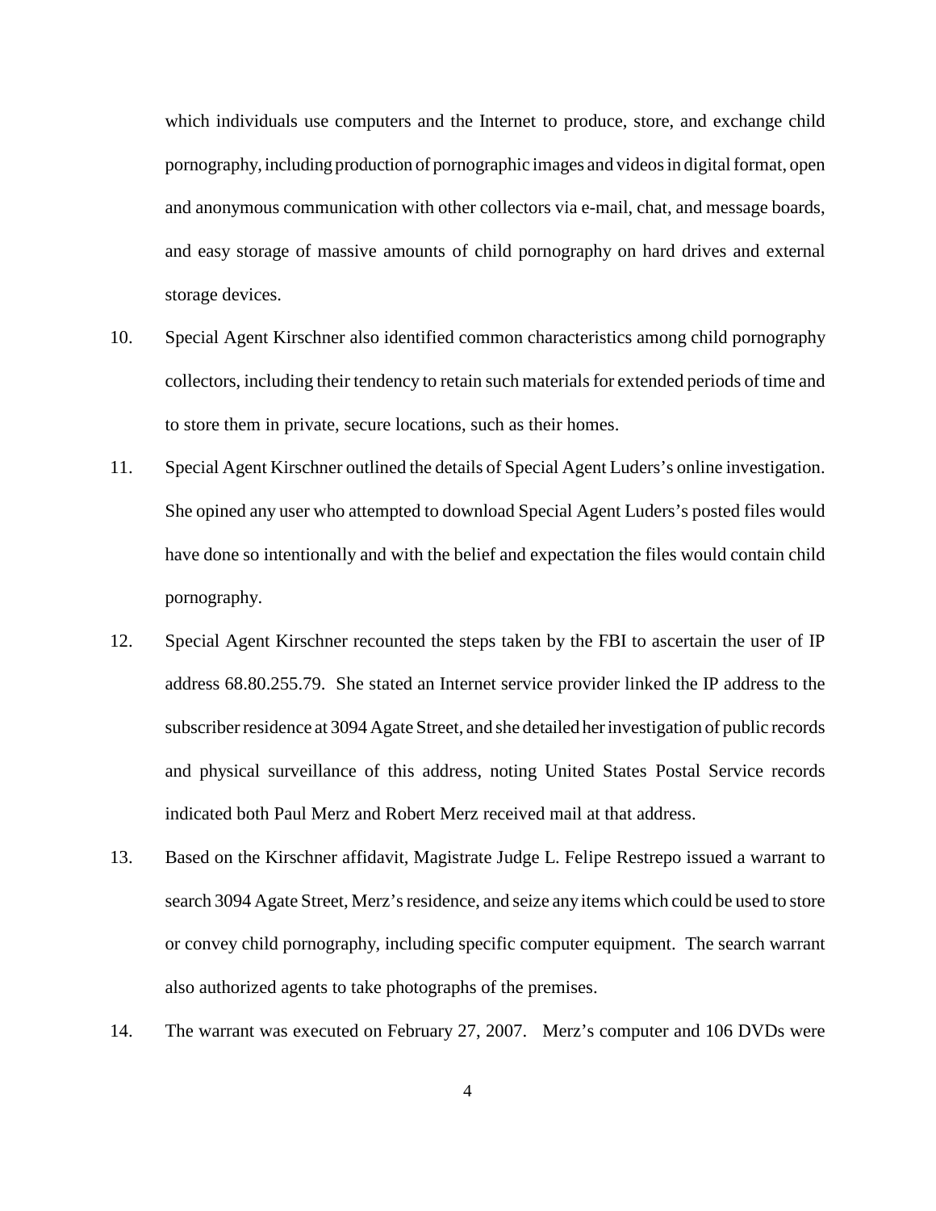which individuals use computers and the Internet to produce, store, and exchange child pornography, including production of pornographic images and videos in digital format, open and anonymous communication with other collectors via e-mail, chat, and message boards, and easy storage of massive amounts of child pornography on hard drives and external storage devices.

10. Special Agent Kirschner also identified common characteristics among child pornography collectors, including their tendency to retain such materials for extended periods of time and to store them in private, secure locations, such as their homes.

11. Special Agent Kirschner outlined the details of Special Agent Luders's online investigation. She opined any user who attempted to download Special Agent Luders's posted files would have done so intentionally and with the belief and expectation the files would contain child pornography.

12. Special Agent Kirschner recounted the steps taken by the FBI to ascertain the user of IP address 68.80.255.79. She stated an Internet service provider linked the IP address to the subscriber residence at 3094 Agate Street, and she detailed her investigation of public records and physical surveillance of this address, noting United States Postal Service records indicated both Paul Merz and Robert Merz received mail at that address.

13. Based on the Kirschner affidavit, Magistrate Judge L. Felipe Restrepo issued a warrant to search 3094 Agate Street, Merz's residence, and seize any items which could be used to store or convey child pornography, including specific computer equipment. The search warrant also authorized agents to take photographs of the premises.

14. The warrant was executed on February 27, 2007. Merz's computer and 106 DVDs were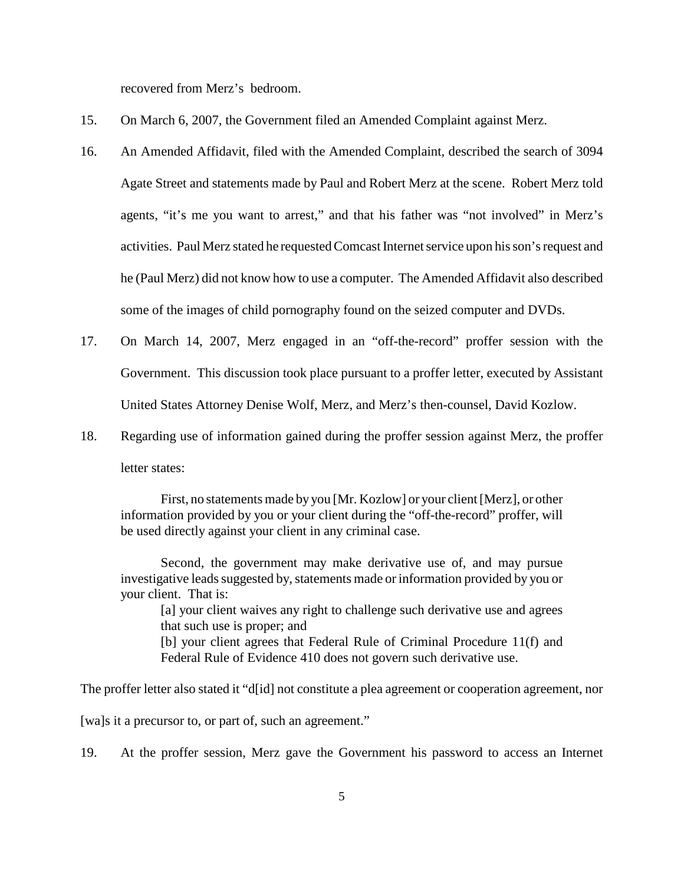recovered from Merz's bedroom.

15. On March 6, 2007, the Government filed an Amended Complaint against Merz.

16. An Amended Affidavit, filed with the Amended Complaint, described the search of 3094 Agate Street and statements made by Paul and Robert Merz at the scene. Robert Merz told agents, "it's me you want to arrest," and that his father was "not involved" in Merz's activities. Paul Merz stated he requested Comcast Internet service upon his son's request and he (Paul Merz) did not know how to use a computer. The Amended Affidavit also described some of the images of child pornography found on the seized computer and DVDs.

17. On March 14, 2007, Merz engaged in an "off-the-record" proffer session with the Government. This discussion took place pursuant to a proffer letter, executed by Assistant United States Attorney Denise Wolf, Merz, and Merz's then-counsel, David Kozlow.

18. Regarding use of information gained during the proffer session against Merz, the proffer letter states:

> First, no statements made by you [Mr. Kozlow] or your client [Merz], or other information provided by you or your client during the "off-the-record" proffer, will be used directly against your client in any criminal case.
>
> Second, the government may make derivative use of, and may pursue investigative leads suggested by, statements made or information provided by you or your client. That is:
>
> > [a] your client waives any right to challenge such derivative use and agrees that such use is proper; and
> >
> > [b] your client agrees that Federal Rule of Criminal Procedure 11(f) and Federal Rule of Evidence 410 does not govern such derivative use.

The proffer letter also stated it "d[id] not constitute a plea agreement or cooperation agreement, nor [wa]s it a precursor to, or part of, such an agreement."

19. At the proffer session, Merz gave the Government his password to access an Internet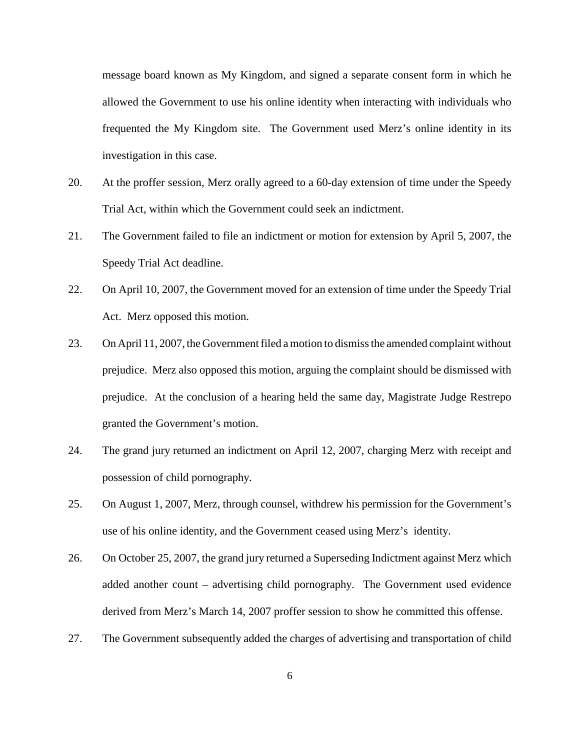message board known as My Kingdom, and signed a separate consent form in which he allowed the Government to use his online identity when interacting with individuals who frequented the My Kingdom site. The Government used Merz's online identity in its investigation in this case.

20. At the proffer session, Merz orally agreed to a 60-day extension of time under the Speedy Trial Act, within which the Government could seek an indictment.

21. The Government failed to file an indictment or motion for extension by April 5, 2007, the Speedy Trial Act deadline.

22. On April 10, 2007, the Government moved for an extension of time under the Speedy Trial Act. Merz opposed this motion.

23. On April 11, 2007, the Government filed a motion to dismiss the amended complaint without prejudice. Merz also opposed this motion, arguing the complaint should be dismissed with prejudice. At the conclusion of a hearing held the same day, Magistrate Judge Restrepo granted the Government's motion.

24. The grand jury returned an indictment on April 12, 2007, charging Merz with receipt and possession of child pornography.

25. On August 1, 2007, Merz, through counsel, withdrew his permission for the Government's use of his online identity, and the Government ceased using Merz's identity.

26. On October 25, 2007, the grand jury returned a Superseding Indictment against Merz which added another count – advertising child pornography. The Government used evidence derived from Merz's March 14, 2007 proffer session to show he committed this offense.

27. The Government subsequently added the charges of advertising and transportation of child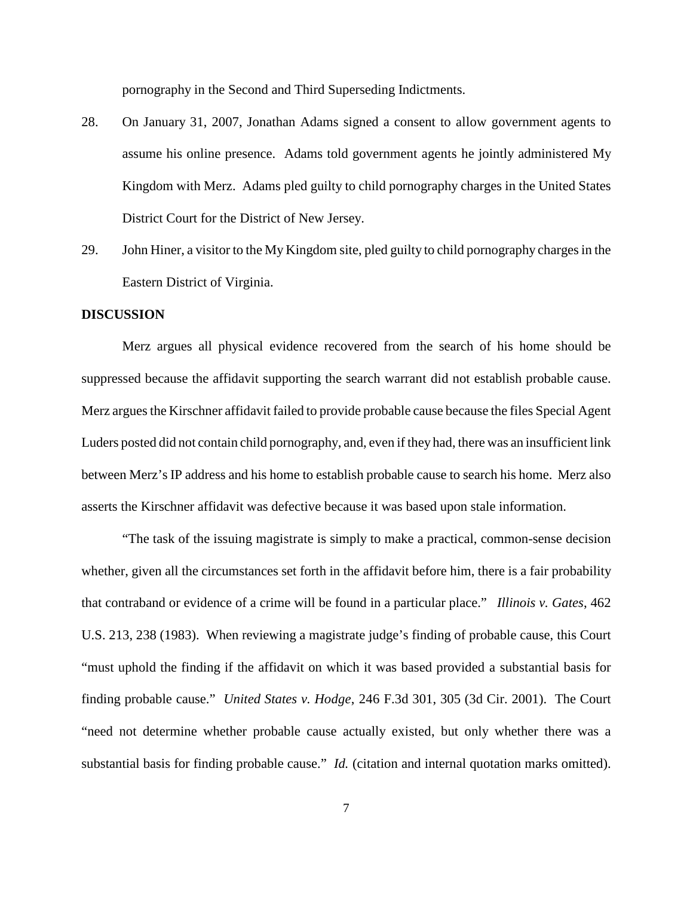pornography in the Second and Third Superseding Indictments.

28. On January 31, 2007, Jonathan Adams signed a consent to allow government agents to assume his online presence. Adams told government agents he jointly administered My Kingdom with Merz. Adams pled guilty to child pornography charges in the United States District Court for the District of New Jersey.

29. John Hiner, a visitor to the My Kingdom site, pled guilty to child pornography charges in the Eastern District of Virginia.

**DISCUSSION**

Merz argues all physical evidence recovered from the search of his home should be suppressed because the affidavit supporting the search warrant did not establish probable cause. Merz argues the Kirschner affidavit failed to provide probable cause because the files Special Agent Luders posted did not contain child pornography, and, even if they had, there was an insufficient link between Merz's IP address and his home to establish probable cause to search his home. Merz also asserts the Kirschner affidavit was defective because it was based upon stale information.

"The task of the issuing magistrate is simply to make a practical, common-sense decision whether, given all the circumstances set forth in the affidavit before him, there is a fair probability that contraband or evidence of a crime will be found in a particular place." *Illinois v. Gates*, 462 U.S. 213, 238 (1983). When reviewing a magistrate judge's finding of probable cause, this Court "must uphold the finding if the affidavit on which it was based provided a substantial basis for finding probable cause." *United States v. Hodge*, 246 F.3d 301, 305 (3d Cir. 2001). The Court "need not determine whether probable cause actually existed, but only whether there was a substantial basis for finding probable cause." *Id.* (citation and internal quotation marks omitted).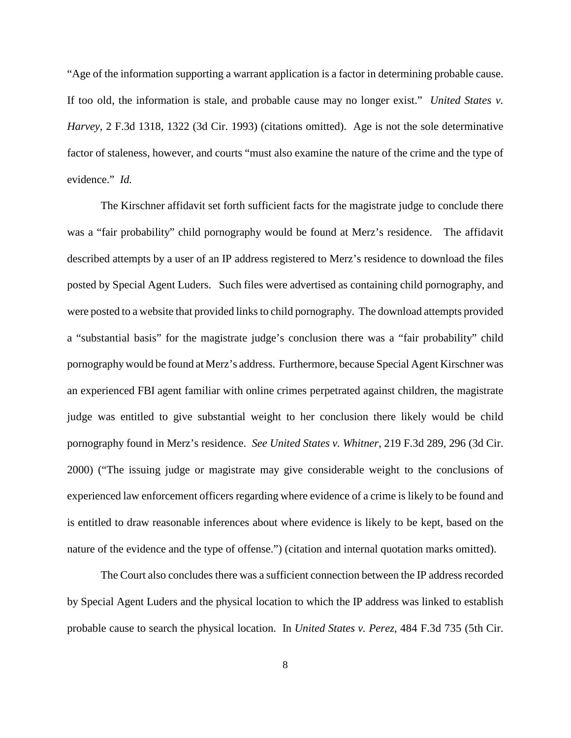"Age of the information supporting a warrant application is a factor in determining probable cause. If too old, the information is stale, and probable cause may no longer exist." *United States v. Harvey*, 2 F.3d 1318, 1322 (3d Cir. 1993) (citations omitted). Age is not the sole determinative factor of staleness, however, and courts "must also examine the nature of the crime and the type of evidence." *Id.*

The Kirschner affidavit set forth sufficient facts for the magistrate judge to conclude there was a "fair probability" child pornography would be found at Merz's residence. The affidavit described attempts by a user of an IP address registered to Merz's residence to download the files posted by Special Agent Luders. Such files were advertised as containing child pornography, and were posted to a website that provided links to child pornography. The download attempts provided a "substantial basis" for the magistrate judge's conclusion there was a "fair probability" child pornography would be found at Merz's address. Furthermore, because Special Agent Kirschner was an experienced FBI agent familiar with online crimes perpetrated against children, the magistrate judge was entitled to give substantial weight to her conclusion there likely would be child pornography found in Merz's residence. *See United States v. Whitner*, 219 F.3d 289, 296 (3d Cir. 2000) ("The issuing judge or magistrate may give considerable weight to the conclusions of experienced law enforcement officers regarding where evidence of a crime is likely to be found and is entitled to draw reasonable inferences about where evidence is likely to be kept, based on the nature of the evidence and the type of offense.") (citation and internal quotation marks omitted).

The Court also concludes there was a sufficient connection between the IP address recorded by Special Agent Luders and the physical location to which the IP address was linked to establish probable cause to search the physical location. In *United States v. Perez*, 484 F.3d 735 (5th Cir.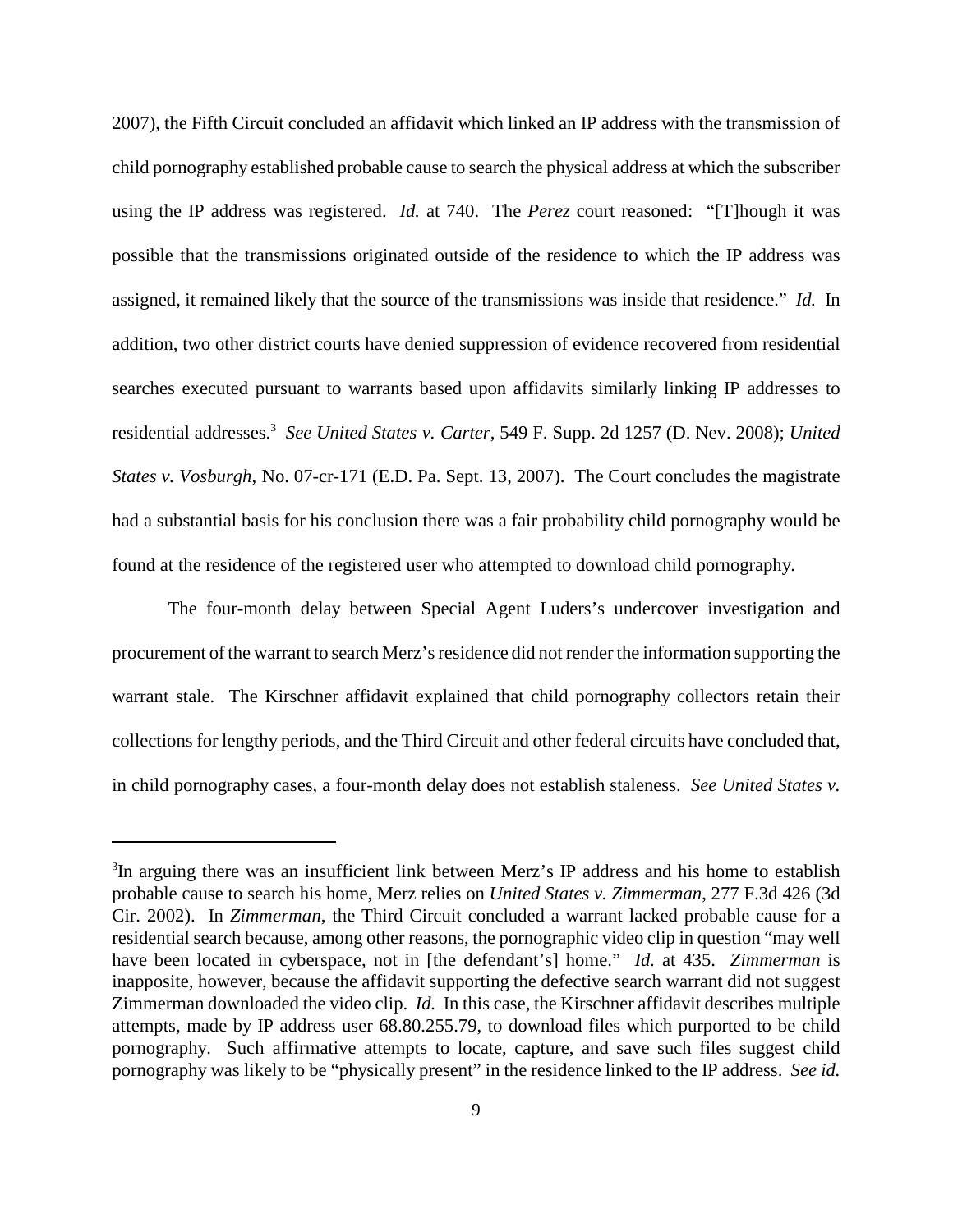2007), the Fifth Circuit concluded an affidavit which linked an IP address with the transmission of child pornography established probable cause to search the physical address at which the subscriber using the IP address was registered. *Id.* at 740. The *Perez* court reasoned: "[T]hough it was possible that the transmissions originated outside of the residence to which the IP address was assigned, it remained likely that the source of the transmissions was inside that residence." *Id.* In addition, two other district courts have denied suppression of evidence recovered from residential searches executed pursuant to warrants based upon affidavits similarly linking IP addresses to residential addresses.[3] *See United States v. Carter*, 549 F. Supp. 2d 1257 (D. Nev. 2008); *United States v. Vosburgh*, No. 07-cr-171 (E.D. Pa. Sept. 13, 2007). The Court concludes the magistrate had a substantial basis for his conclusion there was a fair probability child pornography would be found at the residence of the registered user who attempted to download child pornography.

The four-month delay between Special Agent Luders's undercover investigation and procurement of the warrant to search Merz's residence did not render the information supporting the warrant stale. The Kirschner affidavit explained that child pornography collectors retain their collections for lengthy periods, and the Third Circuit and other federal circuits have concluded that, in child pornography cases, a four-month delay does not establish staleness. *See United States v.*

---

[3]In arguing there was an insufficient link between Merz's IP address and his home to establish probable cause to search his home, Merz relies on *United States v. Zimmerman*, 277 F.3d 426 (3d Cir. 2002). In *Zimmerman*, the Third Circuit concluded a warrant lacked probable cause for a residential search because, among other reasons, the pornographic video clip in question "may well have been located in cyberspace, not in [the defendant's] home." *Id.* at 435. *Zimmerman* is inapposite, however, because the affidavit supporting the defective search warrant did not suggest Zimmerman downloaded the video clip. *Id.* In this case, the Kirschner affidavit describes multiple attempts, made by IP address user 68.80.255.79, to download files which purported to be child pornography. Such affirmative attempts to locate, capture, and save such files suggest child pornography was likely to be "physically present" in the residence linked to the IP address. *See id.*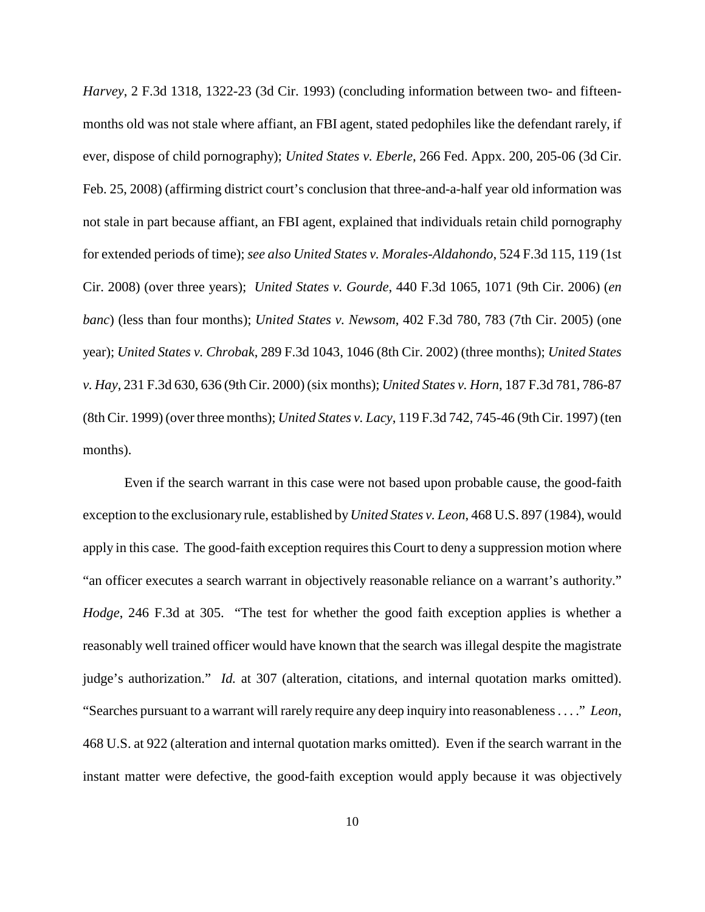*Harvey*, 2 F.3d 1318, 1322-23 (3d Cir. 1993) (concluding information between two- and fifteen-months old was not stale where affiant, an FBI agent, stated pedophiles like the defendant rarely, if ever, dispose of child pornography); *United States v. Eberle*, 266 Fed. Appx. 200, 205-06 (3d Cir. Feb. 25, 2008) (affirming district court's conclusion that three-and-a-half year old information was not stale in part because affiant, an FBI agent, explained that individuals retain child pornography for extended periods of time); *see also United States v. Morales-Aldahondo*, 524 F.3d 115, 119 (1st Cir. 2008) (over three years); *United States v. Gourde*, 440 F.3d 1065, 1071 (9th Cir. 2006) (*en banc*) (less than four months); *United States v. Newsom*, 402 F.3d 780, 783 (7th Cir. 2005) (one year); *United States v. Chrobak*, 289 F.3d 1043, 1046 (8th Cir. 2002) (three months); *United States v. Hay*, 231 F.3d 630, 636 (9th Cir. 2000) (six months); *United States v. Horn*, 187 F.3d 781, 786-87 (8th Cir. 1999) (over three months); *United States v. Lacy*, 119 F.3d 742, 745-46 (9th Cir. 1997) (ten months).

Even if the search warrant in this case were not based upon probable cause, the good-faith exception to the exclusionary rule, established by *United States v. Leon*, 468 U.S. 897 (1984), would apply in this case. The good-faith exception requires this Court to deny a suppression motion where "an officer executes a search warrant in objectively reasonable reliance on a warrant's authority." *Hodge*, 246 F.3d at 305. "The test for whether the good faith exception applies is whether a reasonably well trained officer would have known that the search was illegal despite the magistrate judge's authorization." *Id.* at 307 (alteration, citations, and internal quotation marks omitted). "Searches pursuant to a warrant will rarely require any deep inquiry into reasonableness . . . ." *Leon*, 468 U.S. at 922 (alteration and internal quotation marks omitted). Even if the search warrant in the instant matter were defective, the good-faith exception would apply because it was objectively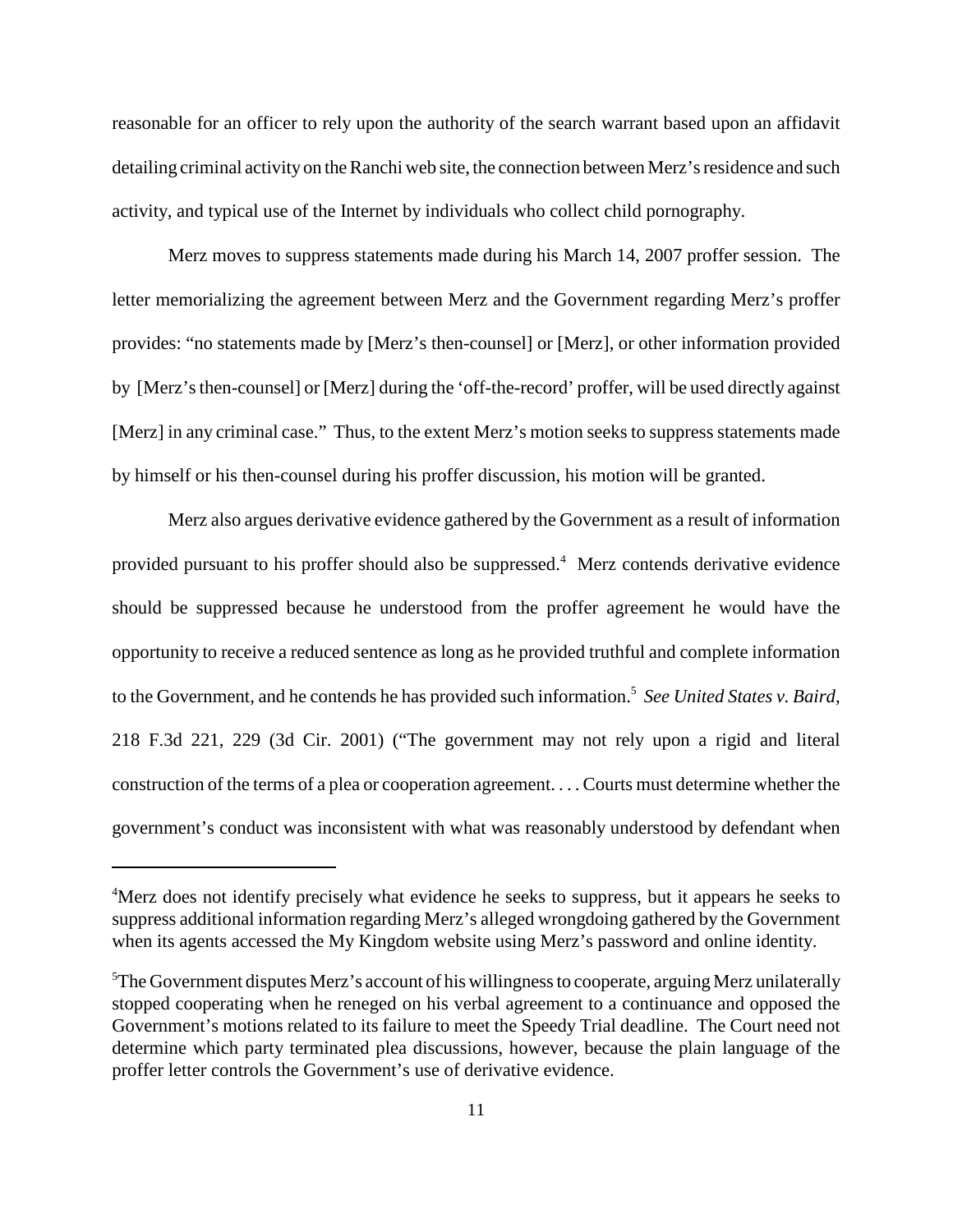reasonable for an officer to rely upon the authority of the search warrant based upon an affidavit detailing criminal activity on the Ranchi web site, the connection between Merz's residence and such activity, and typical use of the Internet by individuals who collect child pornography.

Merz moves to suppress statements made during his March 14, 2007 proffer session. The letter memorializing the agreement between Merz and the Government regarding Merz's proffer provides: "no statements made by [Merz's then-counsel] or [Merz], or other information provided by [Merz's then-counsel] or [Merz] during the 'off-the-record' proffer, will be used directly against [Merz] in any criminal case." Thus, to the extent Merz's motion seeks to suppress statements made by himself or his then-counsel during his proffer discussion, his motion will be granted.

Merz also argues derivative evidence gathered by the Government as a result of information provided pursuant to his proffer should also be suppressed.[4] Merz contends derivative evidence should be suppressed because he understood from the proffer agreement he would have the opportunity to receive a reduced sentence as long as he provided truthful and complete information to the Government, and he contends he has provided such information.[5] *See United States v. Baird*, 218 F.3d 221, 229 (3d Cir. 2001) ("The government may not rely upon a rigid and literal construction of the terms of a plea or cooperation agreement. . . . Courts must determine whether the government's conduct was inconsistent with what was reasonably understood by defendant when

---

[4]Merz does not identify precisely what evidence he seeks to suppress, but it appears he seeks to suppress additional information regarding Merz's alleged wrongdoing gathered by the Government when its agents accessed the My Kingdom website using Merz's password and online identity.

[5]The Government disputes Merz's account of his willingness to cooperate, arguing Merz unilaterally stopped cooperating when he reneged on his verbal agreement to a continuance and opposed the Government's motions related to its failure to meet the Speedy Trial deadline. The Court need not determine which party terminated plea discussions, however, because the plain language of the proffer letter controls the Government's use of derivative evidence.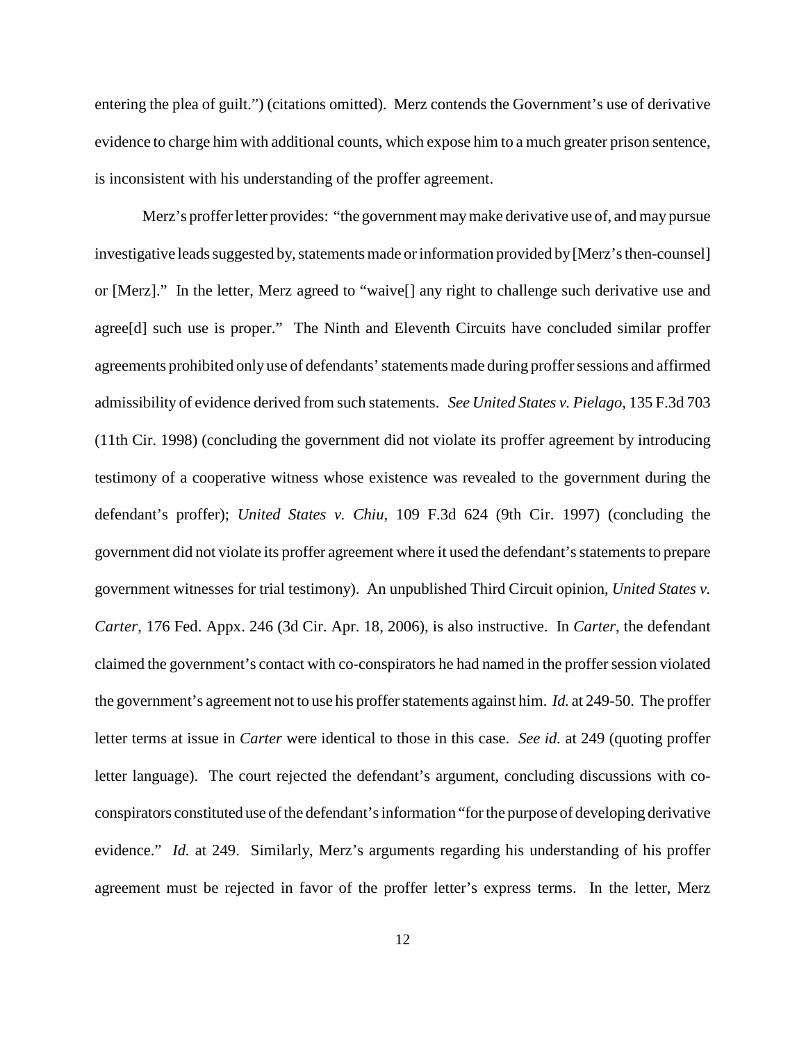entering the plea of guilt.") (citations omitted). Merz contends the Government's use of derivative evidence to charge him with additional counts, which expose him to a much greater prison sentence, is inconsistent with his understanding of the proffer agreement.

Merz's proffer letter provides: "the government may make derivative use of, and may pursue investigative leads suggested by, statements made or information provided by [Merz's then-counsel] or [Merz]." In the letter, Merz agreed to "waive[] any right to challenge such derivative use and agree[d] such use is proper." The Ninth and Eleventh Circuits have concluded similar proffer agreements prohibited only use of defendants' statements made during proffer sessions and affirmed admissibility of evidence derived from such statements. *See United States v. Pielago*, 135 F.3d 703 (11th Cir. 1998) (concluding the government did not violate its proffer agreement by introducing testimony of a cooperative witness whose existence was revealed to the government during the defendant's proffer); *United States v. Chiu*, 109 F.3d 624 (9th Cir. 1997) (concluding the government did not violate its proffer agreement where it used the defendant's statements to prepare government witnesses for trial testimony). An unpublished Third Circuit opinion, *United States v. Carter*, 176 Fed. Appx. 246 (3d Cir. Apr. 18, 2006), is also instructive. In *Carter*, the defendant claimed the government's contact with co-conspirators he had named in the proffer session violated the government's agreement not to use his proffer statements against him. *Id.* at 249-50. The proffer letter terms at issue in *Carter* were identical to those in this case. *See id.* at 249 (quoting proffer letter language). The court rejected the defendant's argument, concluding discussions with co-conspirators constituted use of the defendant's information "for the purpose of developing derivative evidence." *Id.* at 249. Similarly, Merz's arguments regarding his understanding of his proffer agreement must be rejected in favor of the proffer letter's express terms. In the letter, Merz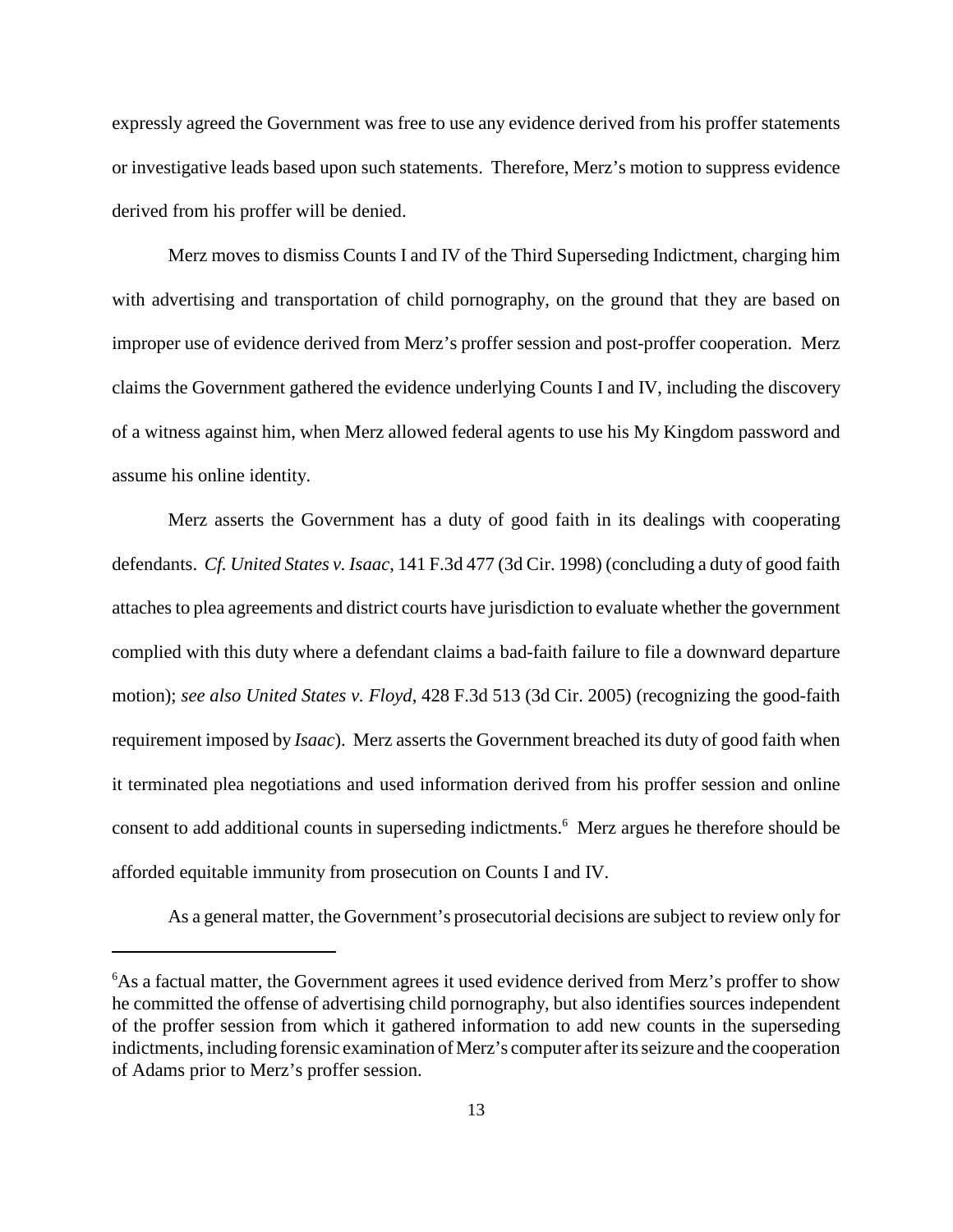expressly agreed the Government was free to use any evidence derived from his proffer statements or investigative leads based upon such statements. Therefore, Merz's motion to suppress evidence derived from his proffer will be denied.

Merz moves to dismiss Counts I and IV of the Third Superseding Indictment, charging him with advertising and transportation of child pornography, on the ground that they are based on improper use of evidence derived from Merz's proffer session and post-proffer cooperation. Merz claims the Government gathered the evidence underlying Counts I and IV, including the discovery of a witness against him, when Merz allowed federal agents to use his My Kingdom password and assume his online identity.

Merz asserts the Government has a duty of good faith in its dealings with cooperating defendants. *Cf. United States v. Isaac*, 141 F.3d 477 (3d Cir. 1998) (concluding a duty of good faith attaches to plea agreements and district courts have jurisdiction to evaluate whether the government complied with this duty where a defendant claims a bad-faith failure to file a downward departure motion); *see also United States v. Floyd*, 428 F.3d 513 (3d Cir. 2005) (recognizing the good-faith requirement imposed by *Isaac*). Merz asserts the Government breached its duty of good faith when it terminated plea negotiations and used information derived from his proffer session and online consent to add additional counts in superseding indictments.[6] Merz argues he therefore should be afforded equitable immunity from prosecution on Counts I and IV.

As a general matter, the Government's prosecutorial decisions are subject to review only for

[6] As a factual matter, the Government agrees it used evidence derived from Merz's proffer to show he committed the offense of advertising child pornography, but also identifies sources independent of the proffer session from which it gathered information to add new counts in the superseding indictments, including forensic examination of Merz's computer after its seizure and the cooperation of Adams prior to Merz's proffer session.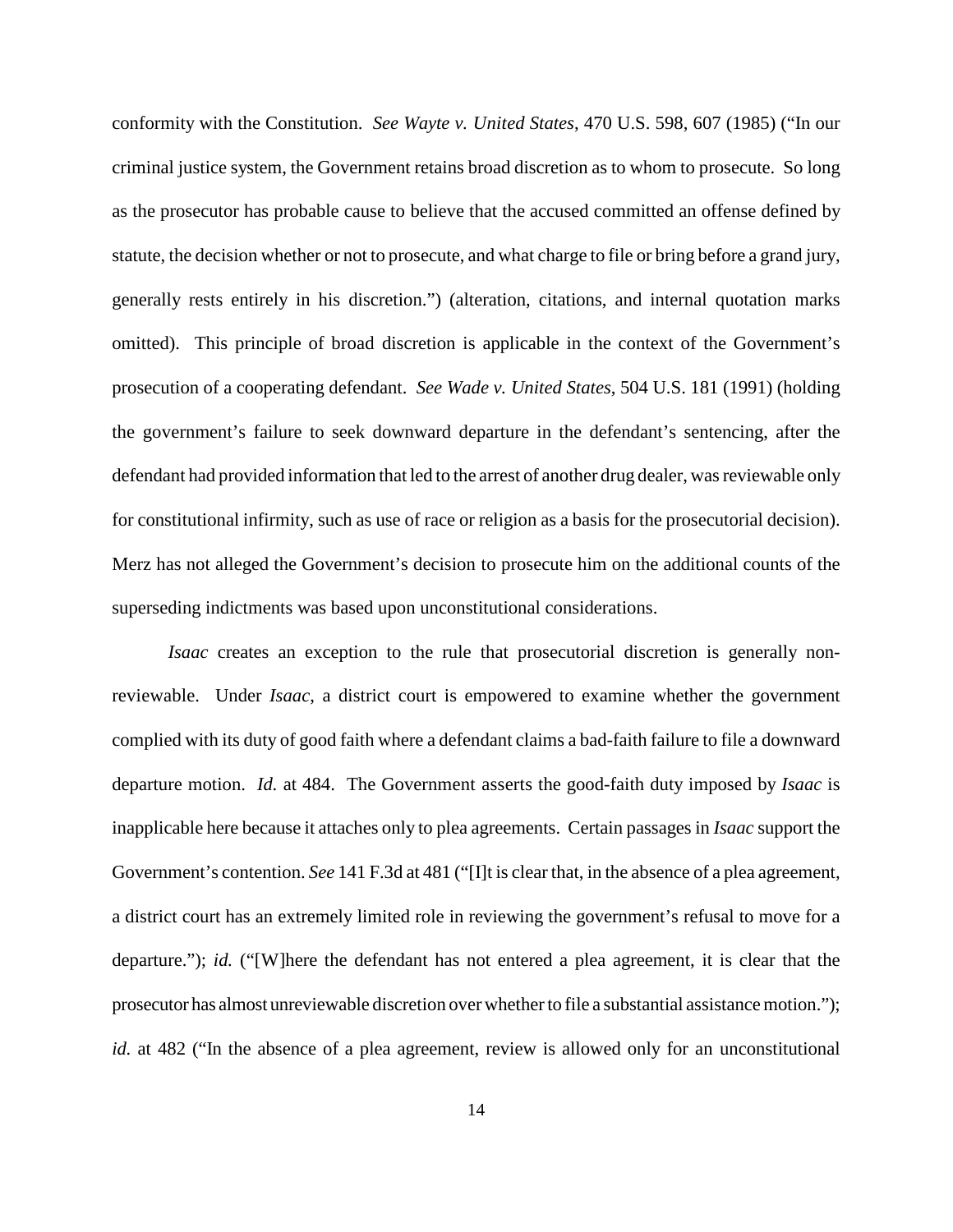conformity with the Constitution. *See Wayte v. United States*, 470 U.S. 598, 607 (1985) ("In our criminal justice system, the Government retains broad discretion as to whom to prosecute. So long as the prosecutor has probable cause to believe that the accused committed an offense defined by statute, the decision whether or not to prosecute, and what charge to file or bring before a grand jury, generally rests entirely in his discretion.") (alteration, citations, and internal quotation marks omitted). This principle of broad discretion is applicable in the context of the Government's prosecution of a cooperating defendant. *See Wade v. United States*, 504 U.S. 181 (1991) (holding the government's failure to seek downward departure in the defendant's sentencing, after the defendant had provided information that led to the arrest of another drug dealer, was reviewable only for constitutional infirmity, such as use of race or religion as a basis for the prosecutorial decision). Merz has not alleged the Government's decision to prosecute him on the additional counts of the superseding indictments was based upon unconstitutional considerations.

*Isaac* creates an exception to the rule that prosecutorial discretion is generally non-reviewable. Under *Isaac*, a district court is empowered to examine whether the government complied with its duty of good faith where a defendant claims a bad-faith failure to file a downward departure motion. *Id.* at 484. The Government asserts the good-faith duty imposed by *Isaac* is inapplicable here because it attaches only to plea agreements. Certain passages in *Isaac* support the Government's contention. *See* 141 F.3d at 481 ("[I]t is clear that, in the absence of a plea agreement, a district court has an extremely limited role in reviewing the government's refusal to move for a departure."); *id.* ("[W]here the defendant has not entered a plea agreement, it is clear that the prosecutor has almost unreviewable discretion over whether to file a substantial assistance motion."); *id.* at 482 ("In the absence of a plea agreement, review is allowed only for an unconstitutional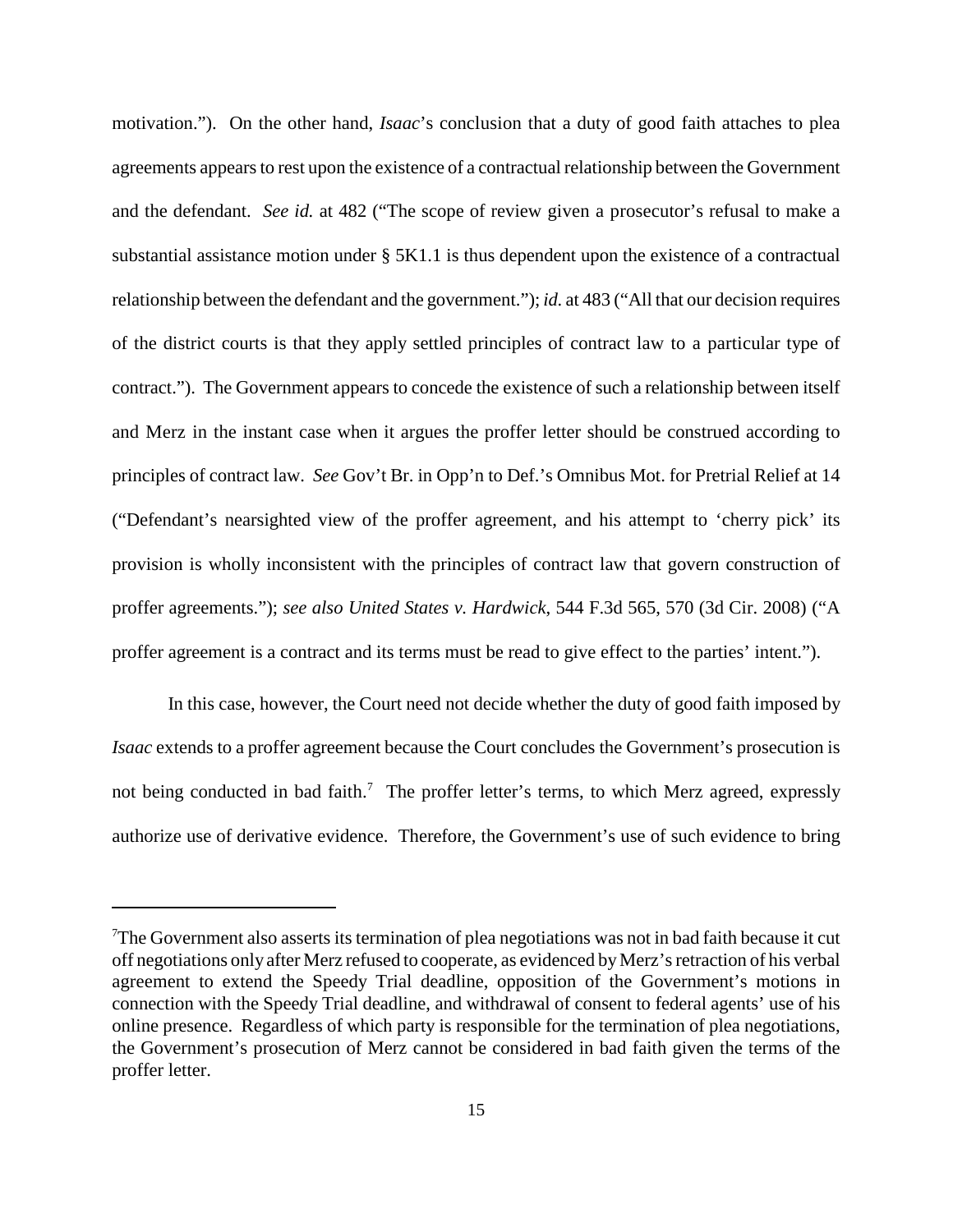motivation."). On the other hand, *Isaac*'s conclusion that a duty of good faith attaches to plea agreements appears to rest upon the existence of a contractual relationship between the Government and the defendant. *See id.* at 482 ("The scope of review given a prosecutor's refusal to make a substantial assistance motion under § 5K1.1 is thus dependent upon the existence of a contractual relationship between the defendant and the government."); *id.* at 483 ("All that our decision requires of the district courts is that they apply settled principles of contract law to a particular type of contract."). The Government appears to concede the existence of such a relationship between itself and Merz in the instant case when it argues the proffer letter should be construed according to principles of contract law. *See* Gov't Br. in Opp'n to Def.'s Omnibus Mot. for Pretrial Relief at 14 ("Defendant's nearsighted view of the proffer agreement, and his attempt to 'cherry pick' its provision is wholly inconsistent with the principles of contract law that govern construction of proffer agreements."); *see also United States v. Hardwick*, 544 F.3d 565, 570 (3d Cir. 2008) ("A proffer agreement is a contract and its terms must be read to give effect to the parties' intent.").

In this case, however, the Court need not decide whether the duty of good faith imposed by *Isaac* extends to a proffer agreement because the Court concludes the Government's prosecution is not being conducted in bad faith.[7] The proffer letter's terms, to which Merz agreed, expressly authorize use of derivative evidence. Therefore, the Government's use of such evidence to bring

---

[7]The Government also asserts its termination of plea negotiations was not in bad faith because it cut off negotiations only after Merz refused to cooperate, as evidenced by Merz's retraction of his verbal agreement to extend the Speedy Trial deadline, opposition of the Government's motions in connection with the Speedy Trial deadline, and withdrawal of consent to federal agents' use of his online presence. Regardless of which party is responsible for the termination of plea negotiations, the Government's prosecution of Merz cannot be considered in bad faith given the terms of the proffer letter.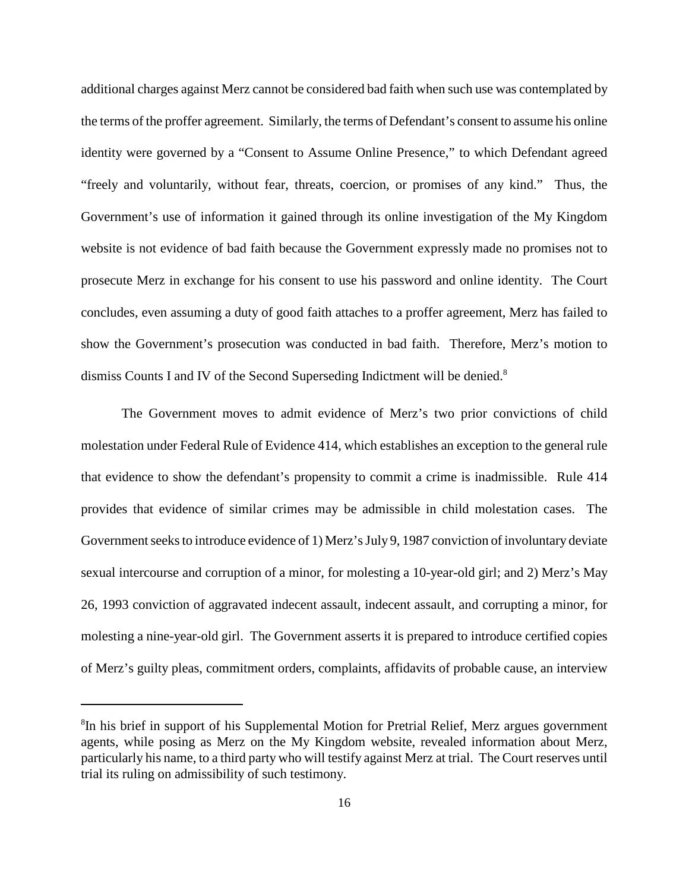additional charges against Merz cannot be considered bad faith when such use was contemplated by the terms of the proffer agreement. Similarly, the terms of Defendant's consent to assume his online identity were governed by a "Consent to Assume Online Presence," to which Defendant agreed "freely and voluntarily, without fear, threats, coercion, or promises of any kind." Thus, the Government's use of information it gained through its online investigation of the My Kingdom website is not evidence of bad faith because the Government expressly made no promises not to prosecute Merz in exchange for his consent to use his password and online identity. The Court concludes, even assuming a duty of good faith attaches to a proffer agreement, Merz has failed to show the Government's prosecution was conducted in bad faith. Therefore, Merz's motion to dismiss Counts I and IV of the Second Superseding Indictment will be denied.[8]

The Government moves to admit evidence of Merz's two prior convictions of child molestation under Federal Rule of Evidence 414, which establishes an exception to the general rule that evidence to show the defendant's propensity to commit a crime is inadmissible. Rule 414 provides that evidence of similar crimes may be admissible in child molestation cases. The Government seeks to introduce evidence of 1) Merz's July 9, 1987 conviction of involuntary deviate sexual intercourse and corruption of a minor, for molesting a 10-year-old girl; and 2) Merz's May 26, 1993 conviction of aggravated indecent assault, indecent assault, and corrupting a minor, for molesting a nine-year-old girl. The Government asserts it is prepared to introduce certified copies of Merz's guilty pleas, commitment orders, complaints, affidavits of probable cause, an interview

---

[8]In his brief in support of his Supplemental Motion for Pretrial Relief, Merz argues government agents, while posing as Merz on the My Kingdom website, revealed information about Merz, particularly his name, to a third party who will testify against Merz at trial. The Court reserves until trial its ruling on admissibility of such testimony.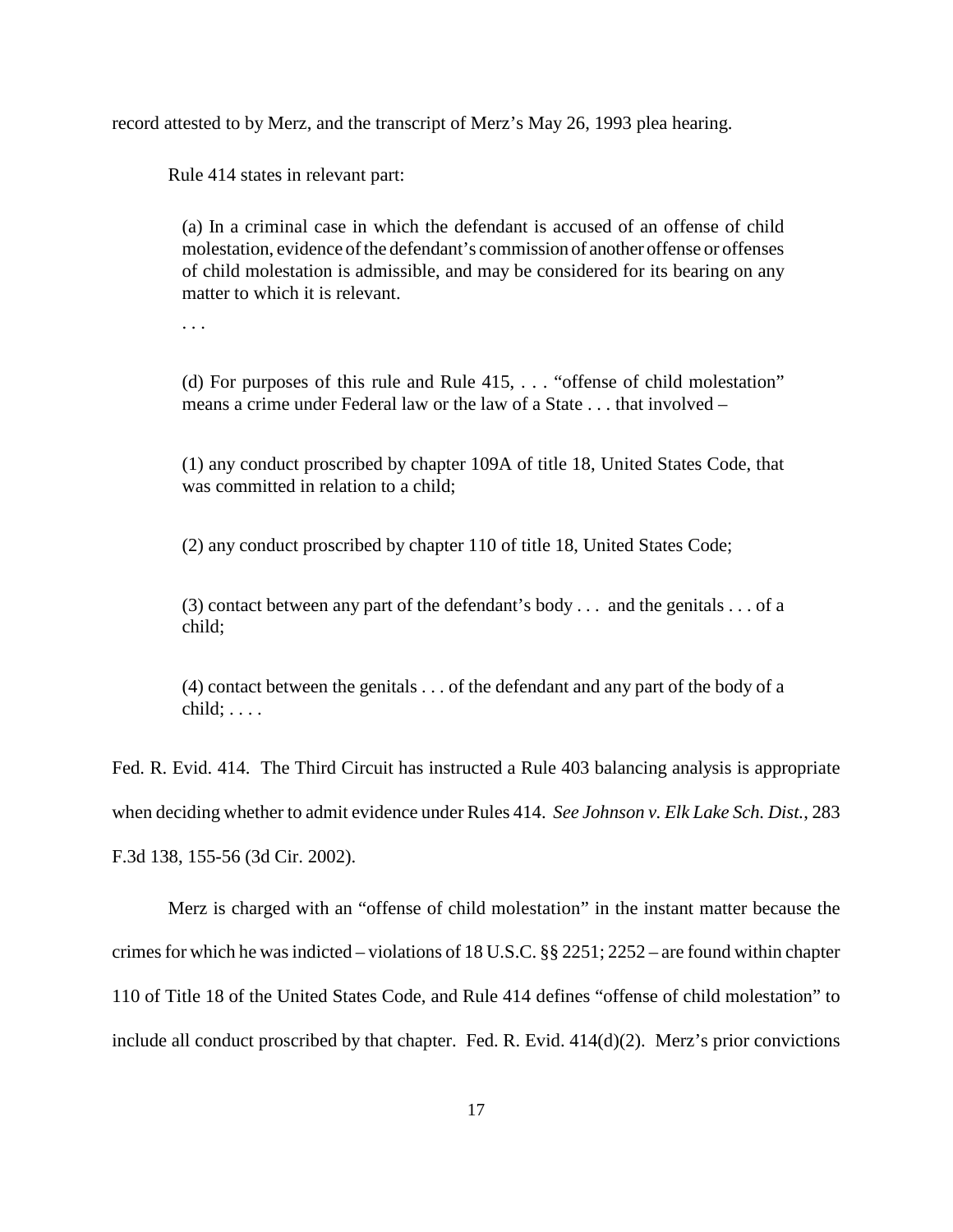record attested to by Merz, and the transcript of Merz's May 26, 1993 plea hearing.

Rule 414 states in relevant part:

> (a) In a criminal case in which the defendant is accused of an offense of child molestation, evidence of the defendant's commission of another offense or offenses of child molestation is admissible, and may be considered for its bearing on any matter to which it is relevant.
>
> . . .
>
> (d) For purposes of this rule and Rule 415, . . . "offense of child molestation" means a crime under Federal law or the law of a State . . . that involved –
>
> (1) any conduct proscribed by chapter 109A of title 18, United States Code, that was committed in relation to a child;
>
> (2) any conduct proscribed by chapter 110 of title 18, United States Code;
>
> (3) contact between any part of the defendant's body . . . and the genitals . . . of a child;
>
> (4) contact between the genitals . . . of the defendant and any part of the body of a child; . . . .

Fed. R. Evid. 414. The Third Circuit has instructed a Rule 403 balancing analysis is appropriate when deciding whether to admit evidence under Rules 414. *See Johnson v. Elk Lake Sch. Dist.*, 283 F.3d 138, 155-56 (3d Cir. 2002).

Merz is charged with an "offense of child molestation" in the instant matter because the crimes for which he was indicted – violations of 18 U.S.C. §§ 2251; 2252 – are found within chapter 110 of Title 18 of the United States Code, and Rule 414 defines "offense of child molestation" to include all conduct proscribed by that chapter. Fed. R. Evid. 414(d)(2). Merz's prior convictions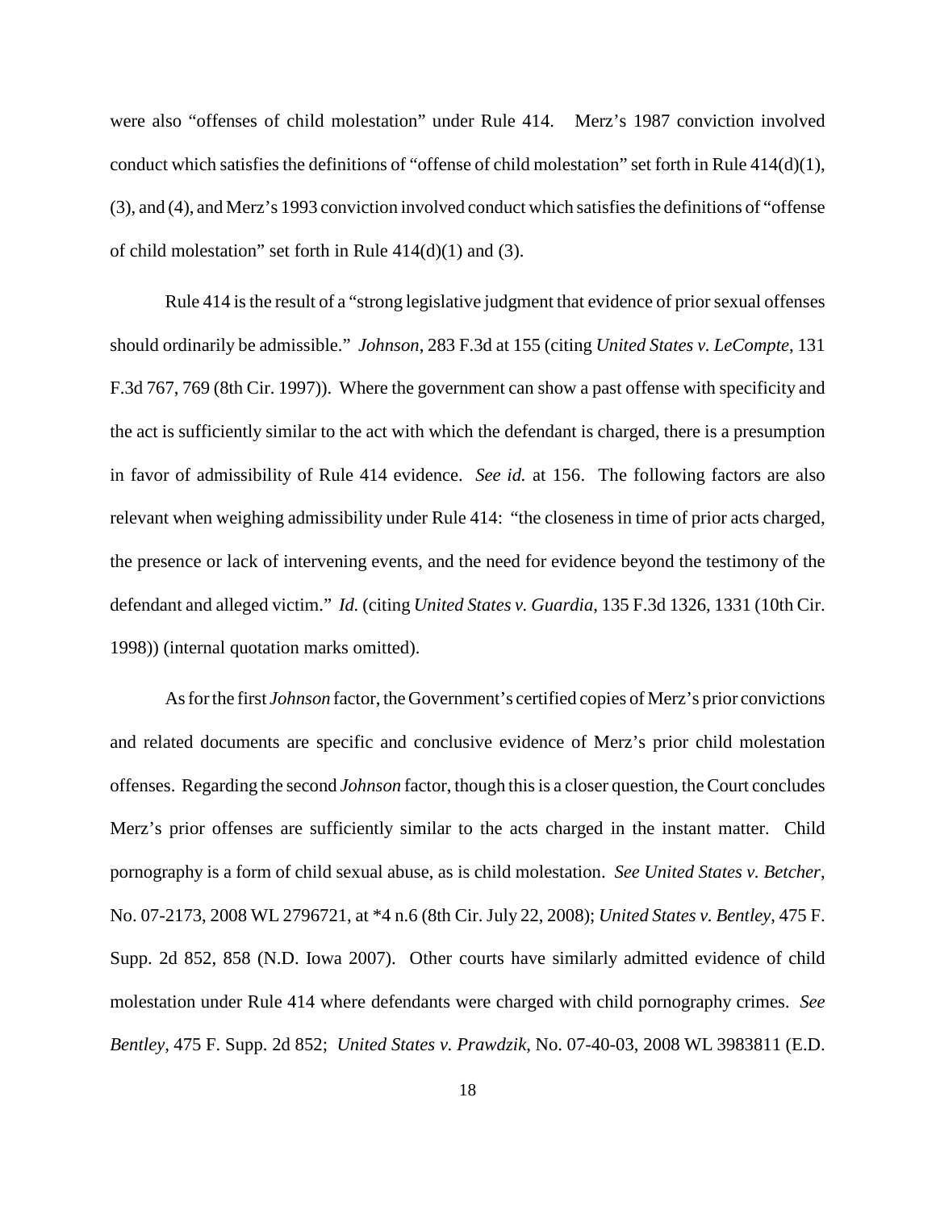were also "offenses of child molestation" under Rule 414. Merz's 1987 conviction involved conduct which satisfies the definitions of "offense of child molestation" set forth in Rule 414(d)(1), (3), and (4), and Merz's 1993 conviction involved conduct which satisfies the definitions of "offense of child molestation" set forth in Rule 414(d)(1) and (3).

Rule 414 is the result of a "strong legislative judgment that evidence of prior sexual offenses should ordinarily be admissible." *Johnson*, 283 F.3d at 155 (citing *United States v. LeCompte*, 131 F.3d 767, 769 (8th Cir. 1997)). Where the government can show a past offense with specificity and the act is sufficiently similar to the act with which the defendant is charged, there is a presumption in favor of admissibility of Rule 414 evidence. *See id.* at 156. The following factors are also relevant when weighing admissibility under Rule 414: "the closeness in time of prior acts charged, the presence or lack of intervening events, and the need for evidence beyond the testimony of the defendant and alleged victim." *Id.* (citing *United States v. Guardia*, 135 F.3d 1326, 1331 (10th Cir. 1998)) (internal quotation marks omitted).

As for the first *Johnson* factor, the Government's certified copies of Merz's prior convictions and related documents are specific and conclusive evidence of Merz's prior child molestation offenses. Regarding the second *Johnson* factor, though this is a closer question, the Court concludes Merz's prior offenses are sufficiently similar to the acts charged in the instant matter. Child pornography is a form of child sexual abuse, as is child molestation. *See United States v. Betcher*, No. 07-2173, 2008 WL 2796721, at *4 n.6 (8th Cir. July 22, 2008); *United States v. Bentley*, 475 F. Supp. 2d 852, 858 (N.D. Iowa 2007). Other courts have similarly admitted evidence of child molestation under Rule 414 where defendants were charged with child pornography crimes. *See Bentley*, 475 F. Supp. 2d 852; *United States v. Prawdzik*, No. 07-40-03, 2008 WL 3983811 (E.D.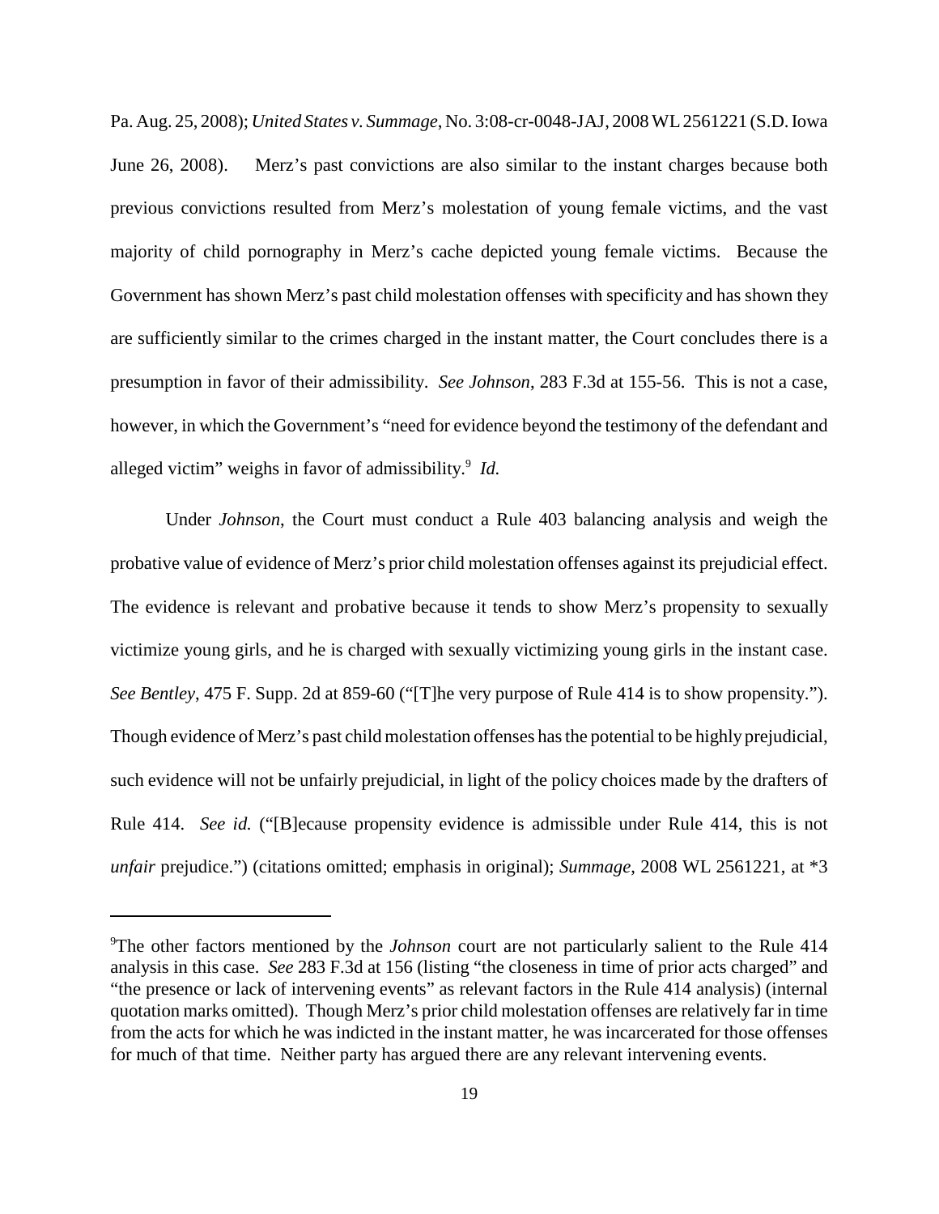Pa. Aug. 25, 2008); *United States v. Summage*, No. 3:08-cr-0048-JAJ, 2008 WL 2561221 (S.D. Iowa June 26, 2008). Merz's past convictions are also similar to the instant charges because both previous convictions resulted from Merz's molestation of young female victims, and the vast majority of child pornography in Merz's cache depicted young female victims. Because the Government has shown Merz's past child molestation offenses with specificity and has shown they are sufficiently similar to the crimes charged in the instant matter, the Court concludes there is a presumption in favor of their admissibility. *See Johnson*, 283 F.3d at 155-56. This is not a case, however, in which the Government's "need for evidence beyond the testimony of the defendant and alleged victim" weighs in favor of admissibility.[9] *Id.*

Under *Johnson*, the Court must conduct a Rule 403 balancing analysis and weigh the probative value of evidence of Merz's prior child molestation offenses against its prejudicial effect. The evidence is relevant and probative because it tends to show Merz's propensity to sexually victimize young girls, and he is charged with sexually victimizing young girls in the instant case. *See Bentley*, 475 F. Supp. 2d at 859-60 ("[T]he very purpose of Rule 414 is to show propensity."). Though evidence of Merz's past child molestation offenses has the potential to be highly prejudicial, such evidence will not be unfairly prejudicial, in light of the policy choices made by the drafters of Rule 414. *See id.* ("[B]ecause propensity evidence is admissible under Rule 414, this is not *unfair* prejudice.") (citations omitted; emphasis in original); *Summage*, 2008 WL 2561221, at *3

---

[9]The other factors mentioned by the *Johnson* court are not particularly salient to the Rule 414 analysis in this case. *See* 283 F.3d at 156 (listing "the closeness in time of prior acts charged" and "the presence or lack of intervening events" as relevant factors in the Rule 414 analysis) (internal quotation marks omitted). Though Merz's prior child molestation offenses are relatively far in time from the acts for which he was indicted in the instant matter, he was incarcerated for those offenses for much of that time. Neither party has argued there are any relevant intervening events.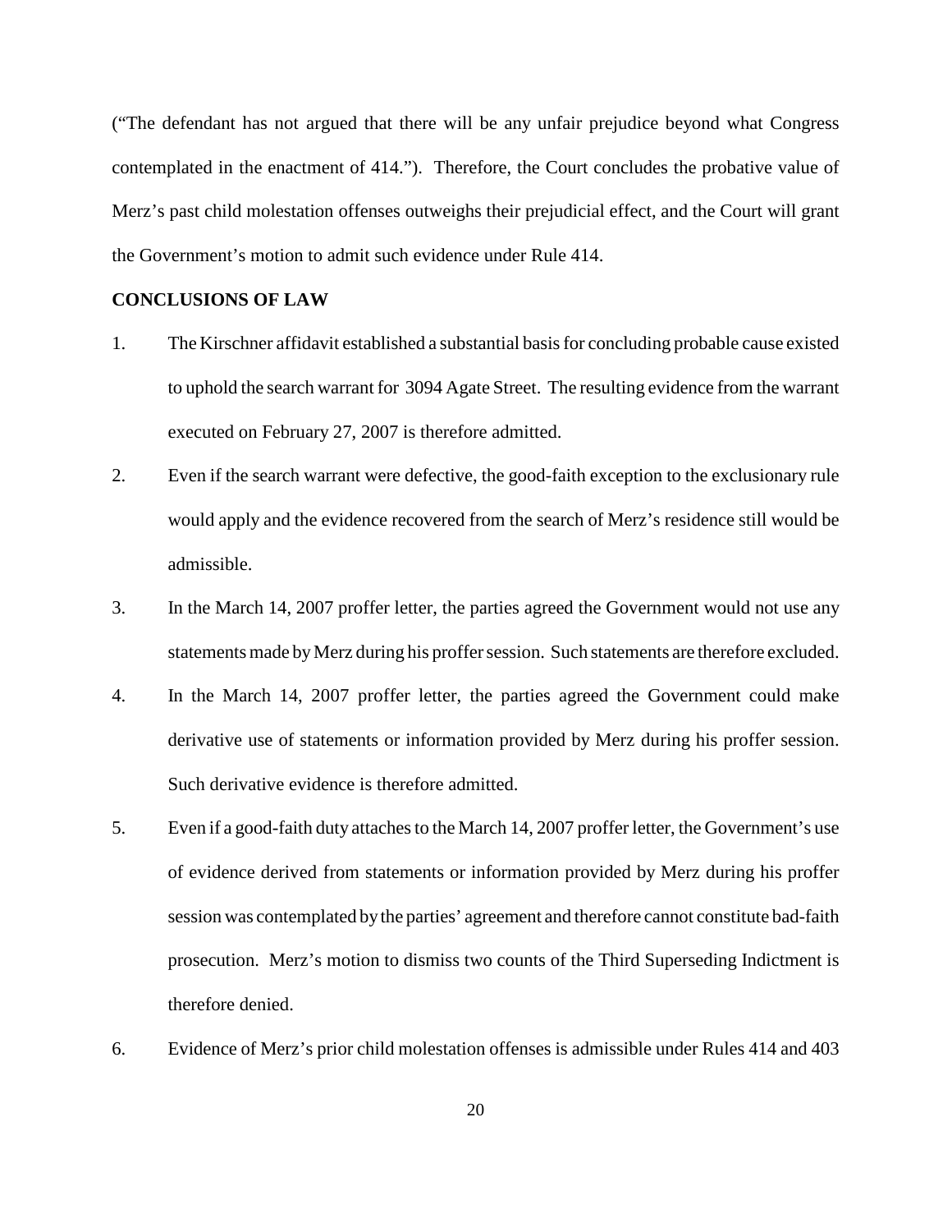("The defendant has not argued that there will be any unfair prejudice beyond what Congress contemplated in the enactment of 414."). Therefore, the Court concludes the probative value of Merz's past child molestation offenses outweighs their prejudicial effect, and the Court will grant the Government's motion to admit such evidence under Rule 414.

**CONCLUSIONS OF LAW**

1. The Kirschner affidavit established a substantial basis for concluding probable cause existed to uphold the search warrant for 3094 Agate Street. The resulting evidence from the warrant executed on February 27, 2007 is therefore admitted.
2. Even if the search warrant were defective, the good-faith exception to the exclusionary rule would apply and the evidence recovered from the search of Merz's residence still would be admissible.
3. In the March 14, 2007 proffer letter, the parties agreed the Government would not use any statements made by Merz during his proffer session. Such statements are therefore excluded.
4. In the March 14, 2007 proffer letter, the parties agreed the Government could make derivative use of statements or information provided by Merz during his proffer session. Such derivative evidence is therefore admitted.
5. Even if a good-faith duty attaches to the March 14, 2007 proffer letter, the Government's use of evidence derived from statements or information provided by Merz during his proffer session was contemplated by the parties' agreement and therefore cannot constitute bad-faith prosecution. Merz's motion to dismiss two counts of the Third Superseding Indictment is therefore denied.
6. Evidence of Merz's prior child molestation offenses is admissible under Rules 414 and 403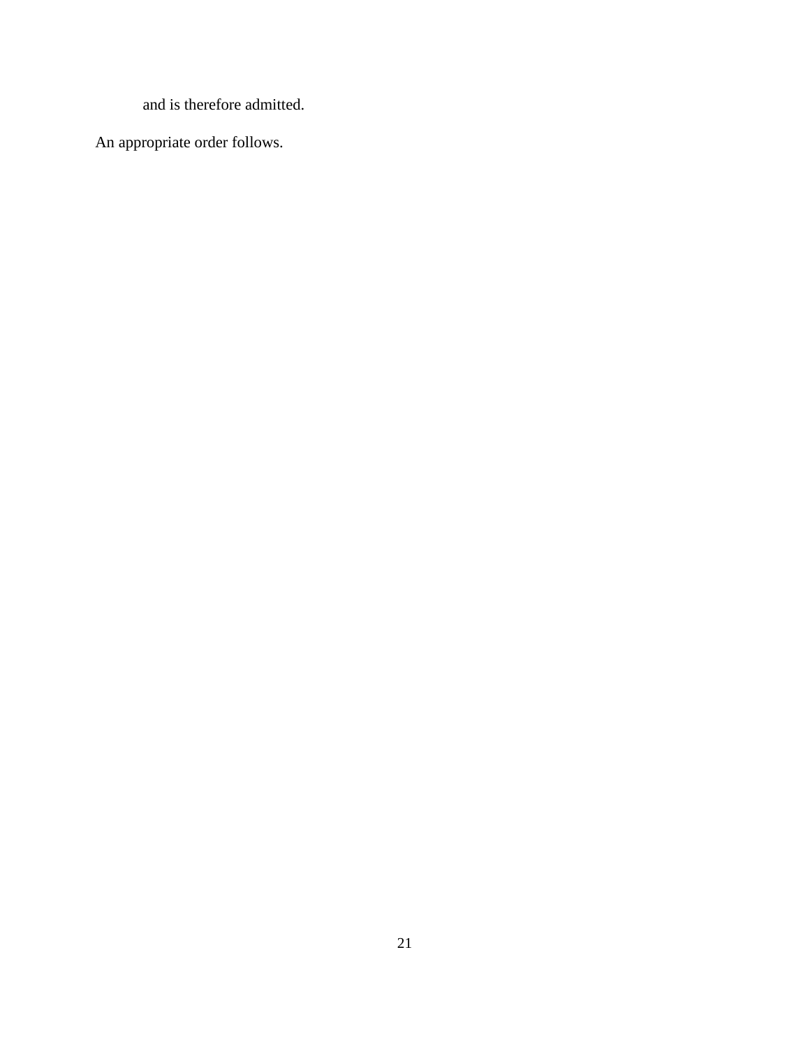and is therefore admitted.

An appropriate order follows.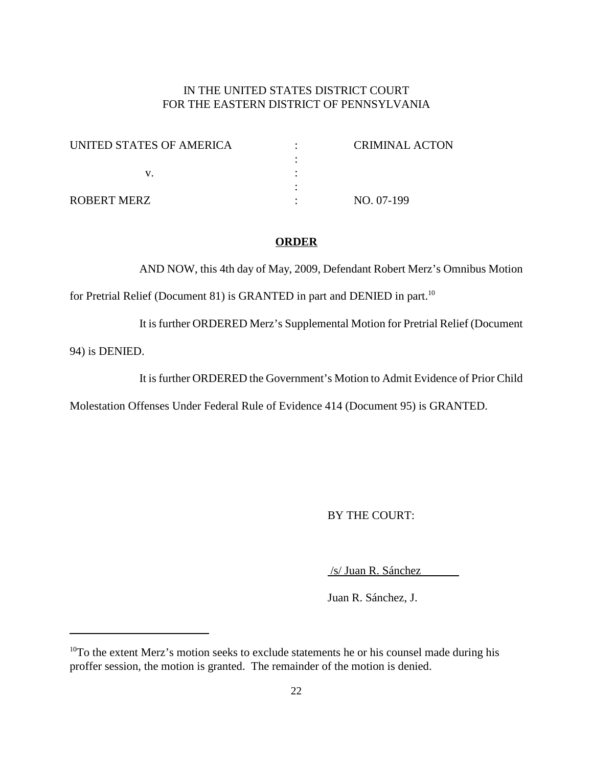IN THE UNITED STATES DISTRICT COURT
FOR THE EASTERN DISTRICT OF PENNSYLVANIA

| | | |
|---|---|---|
| UNITED STATES OF AMERICA | : | CRIMINAL ACTON |
| | : | |
| v. | : | |
| | : | |
| ROBERT MERZ | : | NO. 07-199 |

**ORDER**

AND NOW, this 4th day of May, 2009, Defendant Robert Merz's Omnibus Motion for Pretrial Relief (Document 81) is GRANTED in part and DENIED in part.[10]

It is further ORDERED Merz's Supplemental Motion for Pretrial Relief (Document 94) is DENIED.

It is further ORDERED the Government's Motion to Admit Evidence of Prior Child Molestation Offenses Under Federal Rule of Evidence 414 (Document 95) is GRANTED.

BY THE COURT:

/s/ Juan R. Sánchez

Juan R. Sánchez, J.

---

[10]To the extent Merz's motion seeks to exclude statements he or his counsel made during his proffer session, the motion is granted. The remainder of the motion is denied.